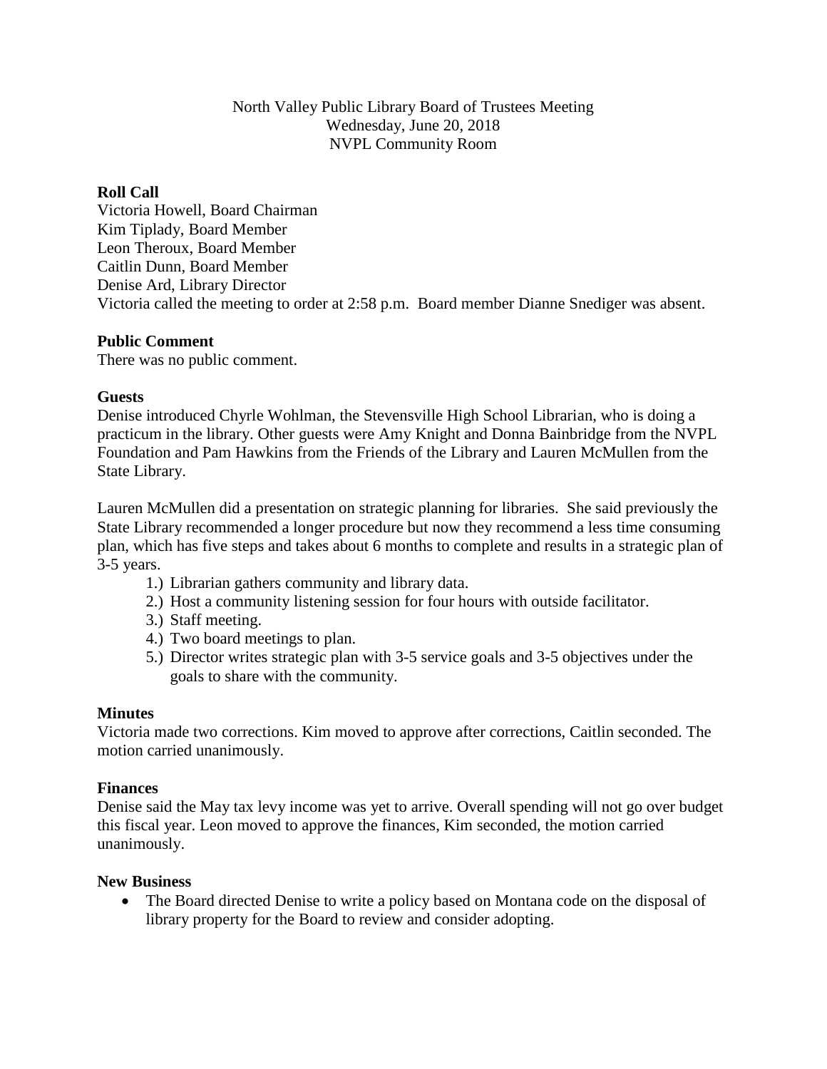North Valley Public Library Board of Trustees Meeting
Wednesday, June 20, 2018
NVPL Community Room

**Roll Call**

Victoria Howell, Board Chairman
Kim Tiplady, Board Member
Leon Theroux, Board Member
Caitlin Dunn, Board Member
Denise Ard, Library Director
Victoria called the meeting to order at 2:58 p.m. Board member Dianne Snediger was absent.

**Public Comment**

There was no public comment.

**Guests**

Denise introduced Chyrle Wohlman, the Stevensville High School Librarian, who is doing a practicum in the library. Other guests were Amy Knight and Donna Bainbridge from the NVPL Foundation and Pam Hawkins from the Friends of the Library and Lauren McMullen from the State Library.

Lauren McMullen did a presentation on strategic planning for libraries. She said previously the State Library recommended a longer procedure but now they recommend a less time consuming plan, which has five steps and takes about 6 months to complete and results in a strategic plan of 3-5 years.

1.) Librarian gathers community and library data.
2.) Host a community listening session for four hours with outside facilitator.
3.) Staff meeting.
4.) Two board meetings to plan.
5.) Director writes strategic plan with 3-5 service goals and 3-5 objectives under the goals to share with the community.

**Minutes**

Victoria made two corrections. Kim moved to approve after corrections, Caitlin seconded. The motion carried unanimously.

**Finances**

Denise said the May tax levy income was yet to arrive. Overall spending will not go over budget this fiscal year. Leon moved to approve the finances, Kim seconded, the motion carried unanimously.

**New Business**

- The Board directed Denise to write a policy based on Montana code on the disposal of library property for the Board to review and consider adopting.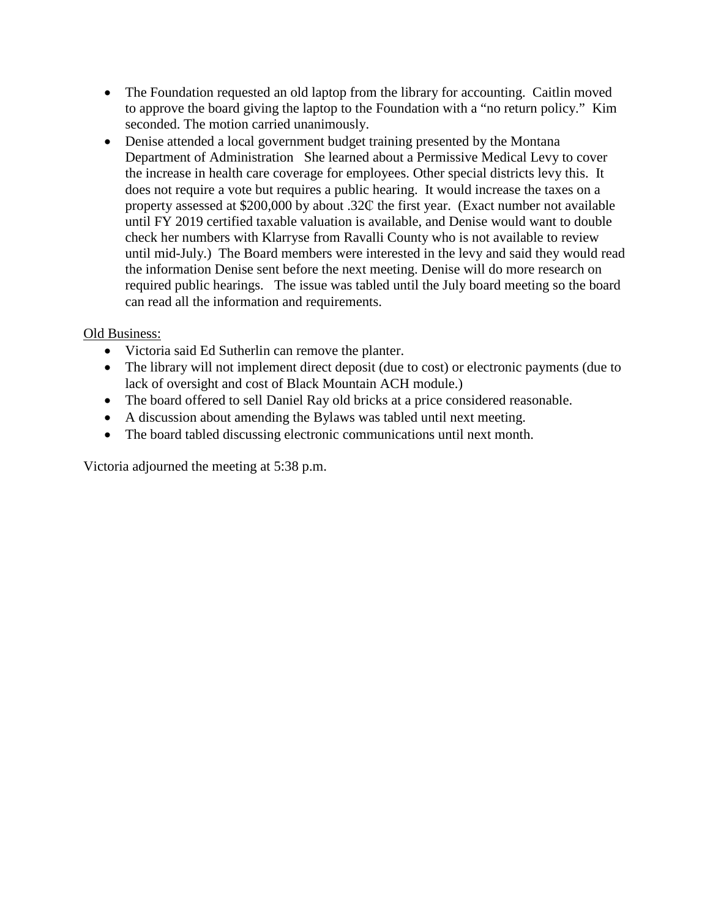- The Foundation requested an old laptop from the library for accounting. Caitlin moved to approve the board giving the laptop to the Foundation with a "no return policy." Kim seconded. The motion carried unanimously.
- Denise attended a local government budget training presented by the Montana Department of Administration She learned about a Permissive Medical Levy to cover the increase in health care coverage for employees. Other special districts levy this. It does not require a vote but requires a public hearing. It would increase the taxes on a property assessed at $200,000 by about .32₵ the first year. (Exact number not available until FY 2019 certified taxable valuation is available, and Denise would want to double check her numbers with Klarryse from Ravalli County who is not available to review until mid-July.) The Board members were interested in the levy and said they would read the information Denise sent before the next meeting. Denise will do more research on required public hearings. The issue was tabled until the July board meeting so the board can read all the information and requirements.

<u>Old Business:</u>

- Victoria said Ed Sutherlin can remove the planter.
- The library will not implement direct deposit (due to cost) or electronic payments (due to lack of oversight and cost of Black Mountain ACH module.)
- The board offered to sell Daniel Ray old bricks at a price considered reasonable.
- A discussion about amending the Bylaws was tabled until next meeting.
- The board tabled discussing electronic communications until next month.

Victoria adjourned the meeting at 5:38 p.m.